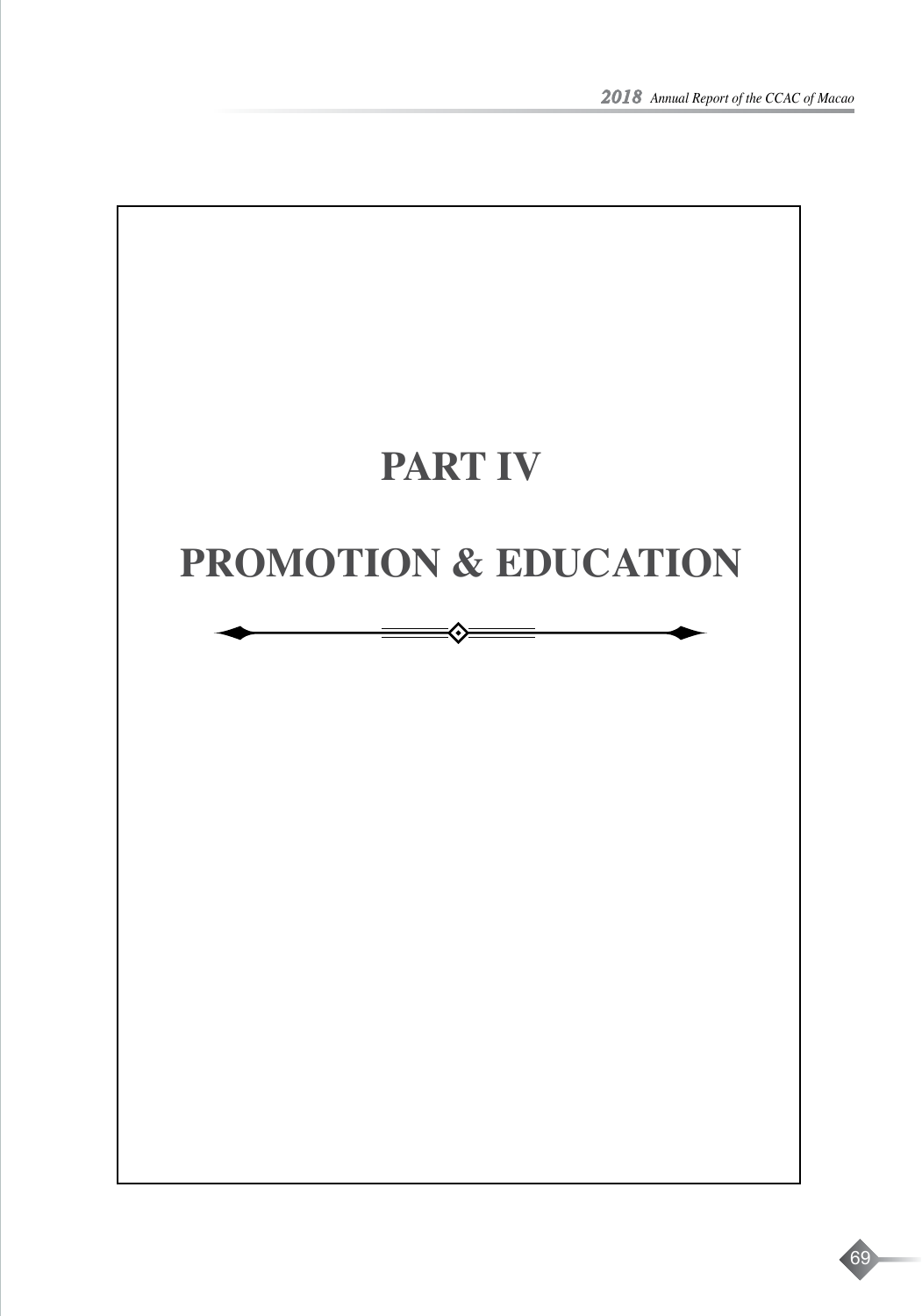# PART IV

# PROMOTION & EDUCATION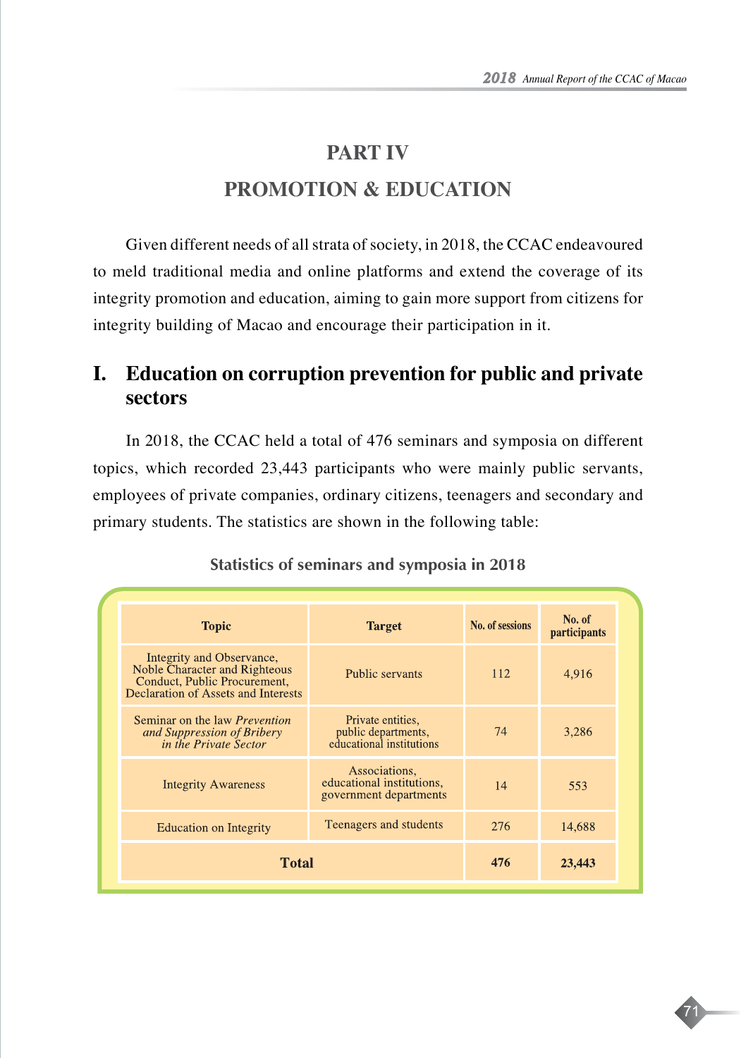# PART IV

# PROMOTION & EDUCATION

Given different needs of all strata of society, in 2018, the CCAC endeavoured to meld traditional media and online platforms and extend the coverage of its integrity promotion and education, aiming to gain more support from citizens for integrity building of Macao and encourage their participation in it.

## I. Education on corruption prevention for public and private sectors

In 2018, the CCAC held a total of 476 seminars and symposia on different topics, which recorded 23,443 participants who were mainly public servants, employees of private companies, ordinary citizens, teenagers and secondary and primary students. The statistics are shown in the following table:

**Statistics of seminars and symposia in 2018**

| Topic | Target | No. of sessions | No. of participants |
|---|---|---|---|
| Integrity and Observance, Noble Character and Righteous Conduct, Public Procurement, Declaration of Assets and Interests | Public servants | 112 | 4,916 |
| Seminar on the law *Prevention and Suppression of Bribery in the Private Sector* | Private entities, public departments, educational institutions | 74 | 3,286 |
| Integrity Awareness | Associations, educational institutions, government departments | 14 | 553 |
| Education on Integrity | Teenagers and students | 276 | 14,688 |
| **Total** | | **476** | **23,443** |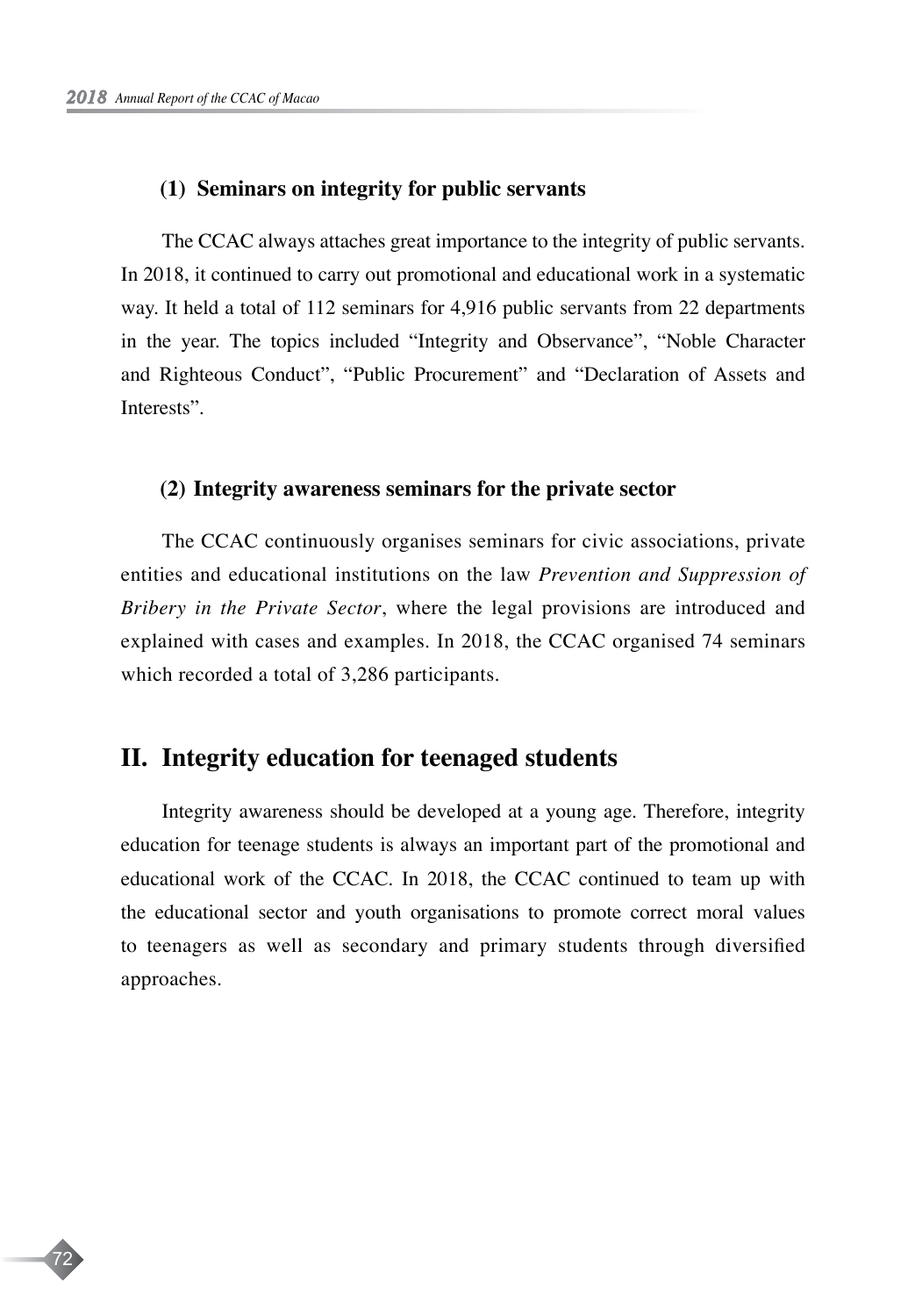### (1) Seminars on integrity for public servants

The CCAC always attaches great importance to the integrity of public servants. In 2018, it continued to carry out promotional and educational work in a systematic way. It held a total of 112 seminars for 4,916 public servants from 22 departments in the year. The topics included "Integrity and Observance", "Noble Character and Righteous Conduct", "Public Procurement" and "Declaration of Assets and Interests".

### (2) Integrity awareness seminars for the private sector

The CCAC continuously organises seminars for civic associations, private entities and educational institutions on the law *Prevention and Suppression of Bribery in the Private Sector*, where the legal provisions are introduced and explained with cases and examples. In 2018, the CCAC organised 74 seminars which recorded a total of 3,286 participants.

## II. Integrity education for teenaged students

Integrity awareness should be developed at a young age. Therefore, integrity education for teenage students is always an important part of the promotional and educational work of the CCAC. In 2018, the CCAC continued to team up with the educational sector and youth organisations to promote correct moral values to teenagers as well as secondary and primary students through diversified approaches.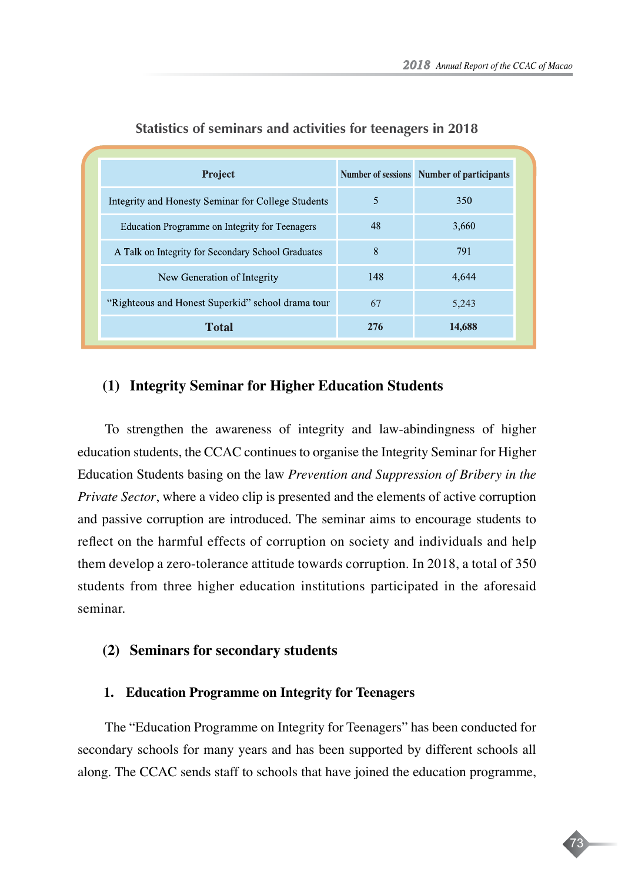Statistics of seminars and activities for teenagers in 2018

| Project | Number of sessions | Number of participants |
|---|---|---|
| Integrity and Honesty Seminar for College Students | 5 | 350 |
| Education Programme on Integrity for Teenagers | 48 | 3,660 |
| A Talk on Integrity for Secondary School Graduates | 8 | 791 |
| New Generation of Integrity | 148 | 4,644 |
| "Righteous and Honest Superkid" school drama tour | 67 | 5,243 |
| **Total** | **276** | **14,688** |

## (1) Integrity Seminar for Higher Education Students

To strengthen the awareness of integrity and law-abindingness of higher education students, the CCAC continues to organise the Integrity Seminar for Higher Education Students basing on the law *Prevention and Suppression of Bribery in the Private Sector*, where a video clip is presented and the elements of active corruption and passive corruption are introduced. The seminar aims to encourage students to reflect on the harmful effects of corruption on society and individuals and help them develop a zero-tolerance attitude towards corruption. In 2018, a total of 350 students from three higher education institutions participated in the aforesaid seminar.

## (2) Seminars for secondary students

### 1. Education Programme on Integrity for Teenagers

The "Education Programme on Integrity for Teenagers" has been conducted for secondary schools for many years and has been supported by different schools all along. The CCAC sends staff to schools that have joined the education programme,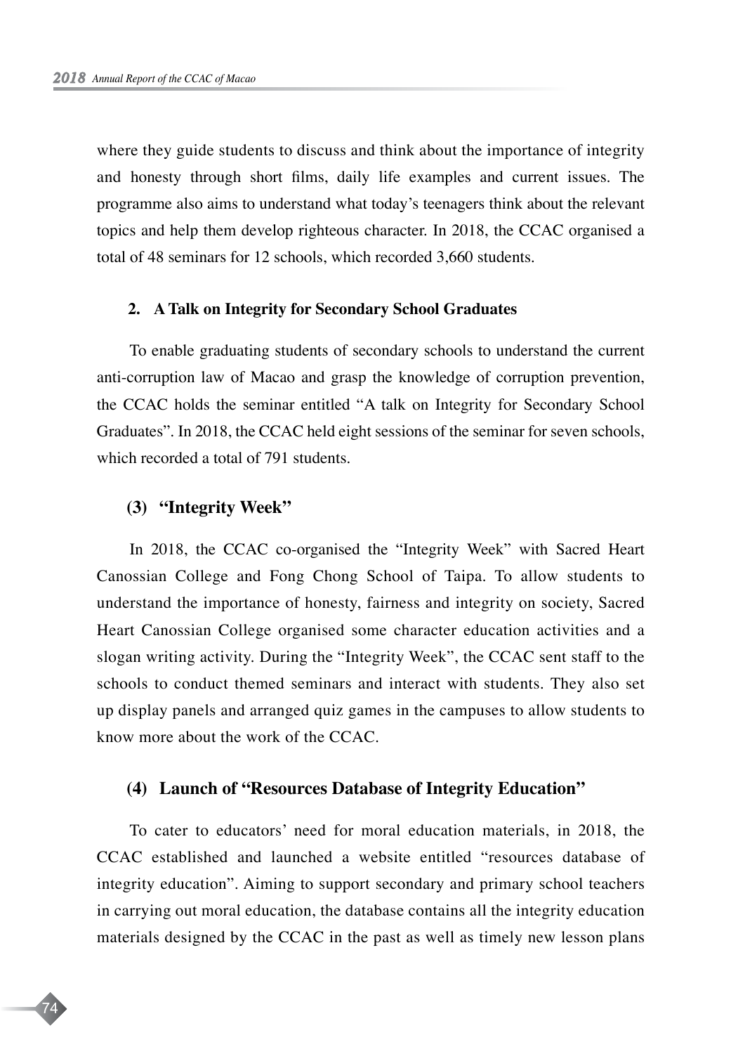where they guide students to discuss and think about the importance of integrity and honesty through short films, daily life examples and current issues. The programme also aims to understand what today's teenagers think about the relevant topics and help them develop righteous character. In 2018, the CCAC organised a total of 48 seminars for 12 schools, which recorded 3,660 students.

#### 2. A Talk on Integrity for Secondary School Graduates

To enable graduating students of secondary schools to understand the current anti-corruption law of Macao and grasp the knowledge of corruption prevention, the CCAC holds the seminar entitled "A talk on Integrity for Secondary School Graduates". In 2018, the CCAC held eight sessions of the seminar for seven schools, which recorded a total of 791 students.

### (3) "Integrity Week"

In 2018, the CCAC co-organised the "Integrity Week" with Sacred Heart Canossian College and Fong Chong School of Taipa. To allow students to understand the importance of honesty, fairness and integrity on society, Sacred Heart Canossian College organised some character education activities and a slogan writing activity. During the "Integrity Week", the CCAC sent staff to the schools to conduct themed seminars and interact with students. They also set up display panels and arranged quiz games in the campuses to allow students to know more about the work of the CCAC.

### (4) Launch of "Resources Database of Integrity Education"

To cater to educators' need for moral education materials, in 2018, the CCAC established and launched a website entitled "resources database of integrity education". Aiming to support secondary and primary school teachers in carrying out moral education, the database contains all the integrity education materials designed by the CCAC in the past as well as timely new lesson plans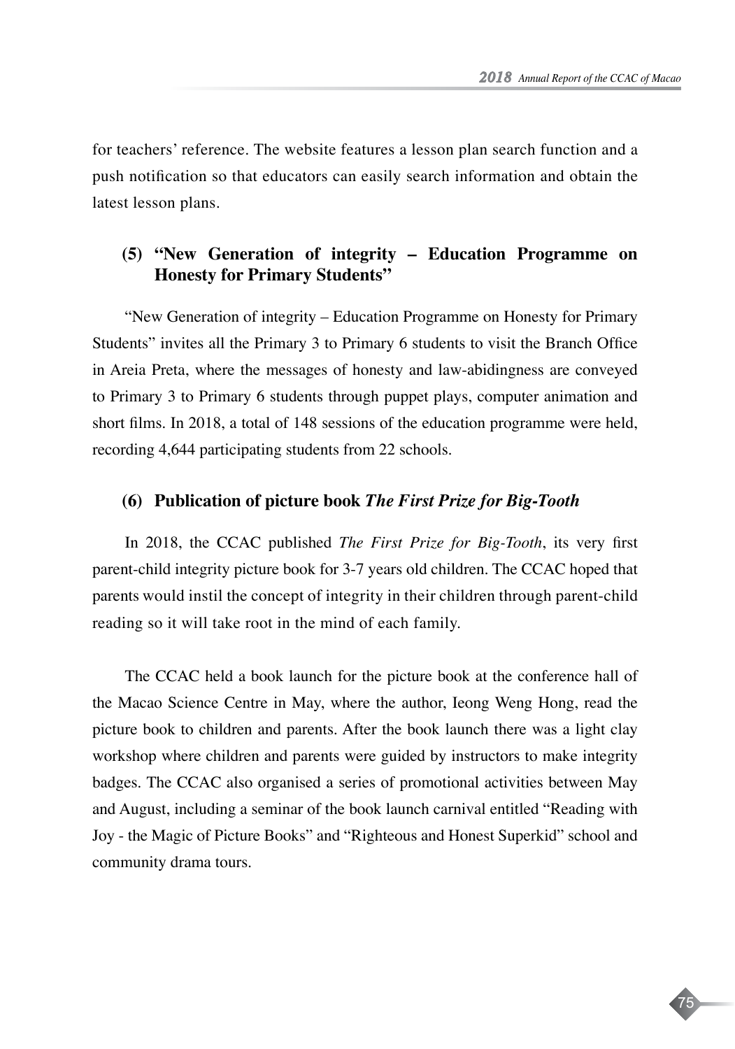for teachers' reference. The website features a lesson plan search function and a push notification so that educators can easily search information and obtain the latest lesson plans.

### (5) "New Generation of integrity – Education Programme on Honesty for Primary Students"

"New Generation of integrity – Education Programme on Honesty for Primary Students" invites all the Primary 3 to Primary 6 students to visit the Branch Office in Areia Preta, where the messages of honesty and law-abidingness are conveyed to Primary 3 to Primary 6 students through puppet plays, computer animation and short films. In 2018, a total of 148 sessions of the education programme were held, recording 4,644 participating students from 22 schools.

### (6) Publication of picture book *The First Prize for Big-Tooth*

In 2018, the CCAC published *The First Prize for Big-Tooth*, its very first parent-child integrity picture book for 3-7 years old children. The CCAC hoped that parents would instil the concept of integrity in their children through parent-child reading so it will take root in the mind of each family.

The CCAC held a book launch for the picture book at the conference hall of the Macao Science Centre in May, where the author, Ieong Weng Hong, read the picture book to children and parents. After the book launch there was a light clay workshop where children and parents were guided by instructors to make integrity badges. The CCAC also organised a series of promotional activities between May and August, including a seminar of the book launch carnival entitled "Reading with Joy - the Magic of Picture Books" and "Righteous and Honest Superkid" school and community drama tours.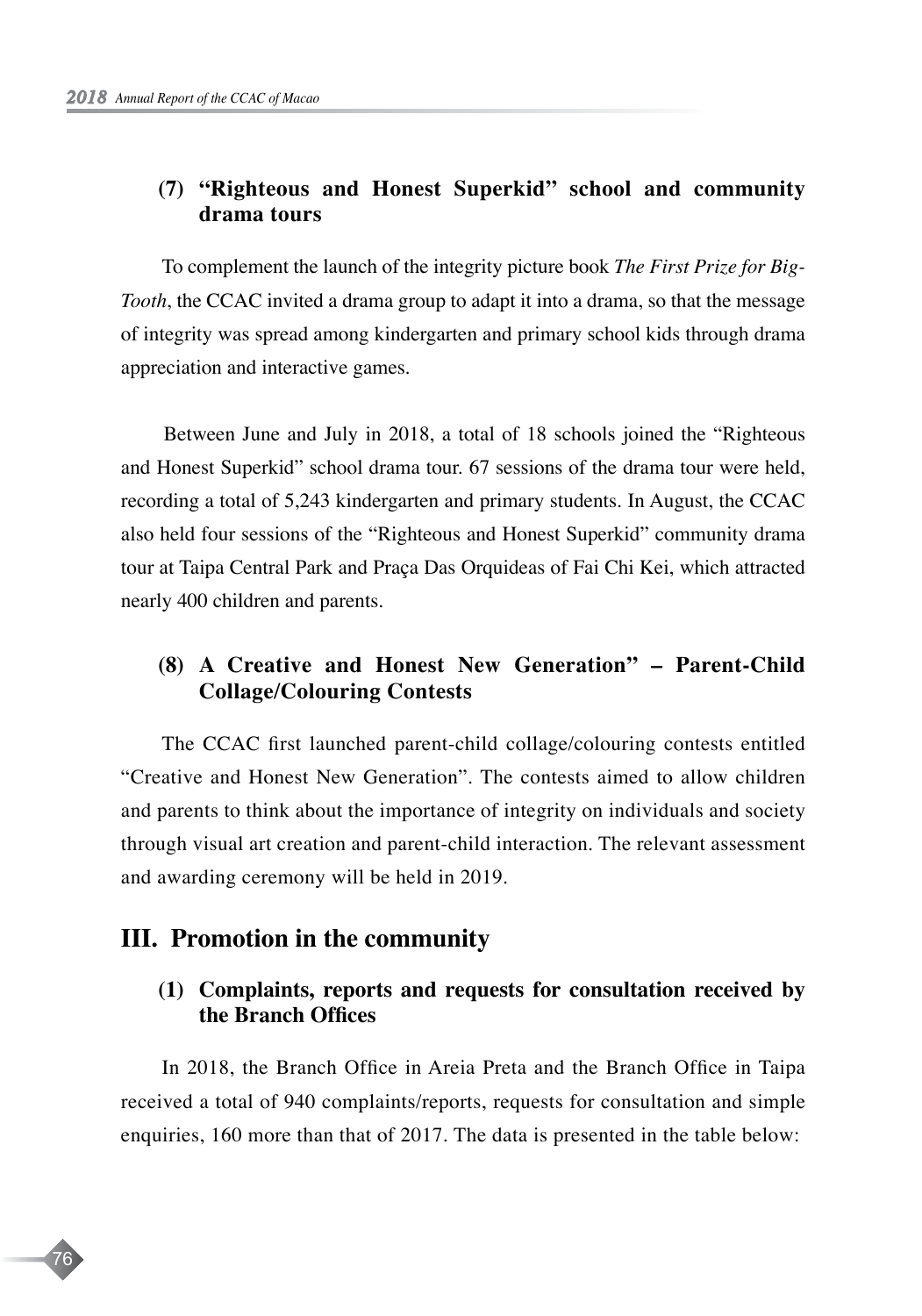### (7) "Righteous and Honest Superkid" school and community drama tours

To complement the launch of the integrity picture book *The First Prize for Big-Tooth*, the CCAC invited a drama group to adapt it into a drama, so that the message of integrity was spread among kindergarten and primary school kids through drama appreciation and interactive games.

Between June and July in 2018, a total of 18 schools joined the "Righteous and Honest Superkid" school drama tour. 67 sessions of the drama tour were held, recording a total of 5,243 kindergarten and primary students. In August, the CCAC also held four sessions of the "Righteous and Honest Superkid" community drama tour at Taipa Central Park and Praça Das Orquideas of Fai Chi Kei, which attracted nearly 400 children and parents.

### (8) A Creative and Honest New Generation" – Parent-Child Collage/Colouring Contests

The CCAC first launched parent-child collage/colouring contests entitled "Creative and Honest New Generation". The contests aimed to allow children and parents to think about the importance of integrity on individuals and society through visual art creation and parent-child interaction. The relevant assessment and awarding ceremony will be held in 2019.

## III. Promotion in the community

### (1) Complaints, reports and requests for consultation received by the Branch Offices

In 2018, the Branch Office in Areia Preta and the Branch Office in Taipa received a total of 940 complaints/reports, requests for consultation and simple enquiries, 160 more than that of 2017. The data is presented in the table below: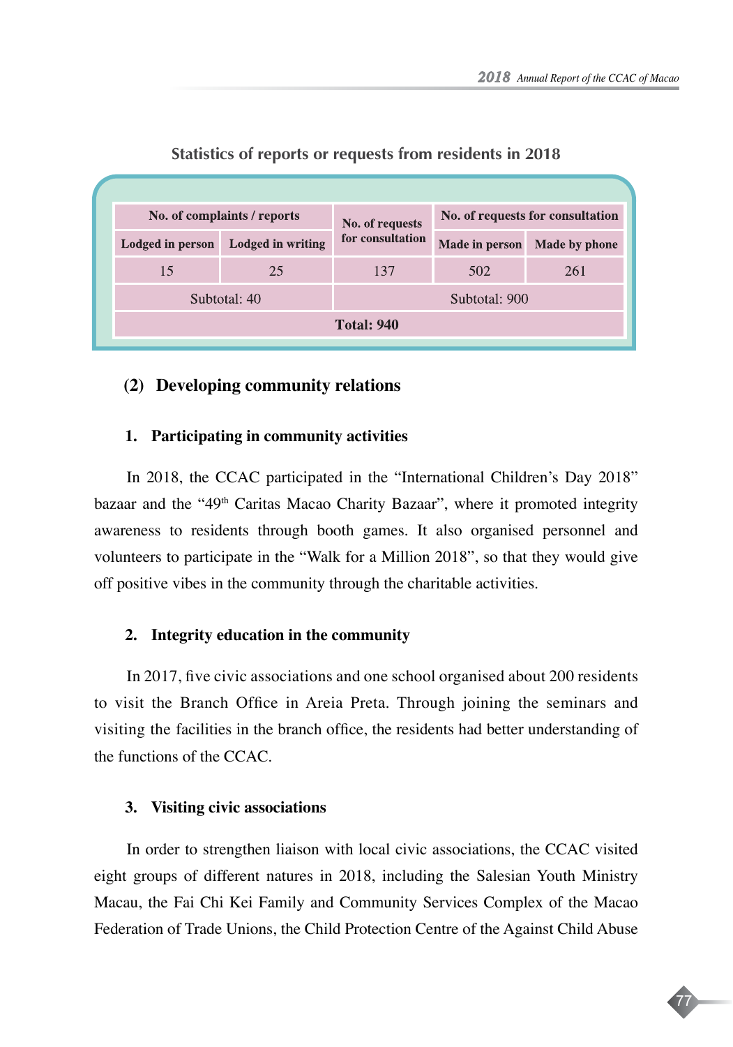Statistics of reports or requests from residents in 2018

| No. of complaints / reports | | No. of requests for consultation | No. of requests for consultation | |
|---|---|---|---|---|
| Lodged in person | Lodged in writing | | Made in person | Made by phone |
| 15 | 25 | 137 | 502 | 261 |
| Subtotal: 40 | | Subtotal: 900 | | |
| Total: 940 | | | | |

## (2) Developing community relations

### 1. Participating in community activities

In 2018, the CCAC participated in the "International Children's Day 2018" bazaar and the "49th Caritas Macao Charity Bazaar", where it promoted integrity awareness to residents through booth games. It also organised personnel and volunteers to participate in the "Walk for a Million 2018", so that they would give off positive vibes in the community through the charitable activities.

### 2. Integrity education in the community

In 2017, five civic associations and one school organised about 200 residents to visit the Branch Office in Areia Preta. Through joining the seminars and visiting the facilities in the branch office, the residents had better understanding of the functions of the CCAC.

### 3. Visiting civic associations

In order to strengthen liaison with local civic associations, the CCAC visited eight groups of different natures in 2018, including the Salesian Youth Ministry Macau, the Fai Chi Kei Family and Community Services Complex of the Macao Federation of Trade Unions, the Child Protection Centre of the Against Child Abuse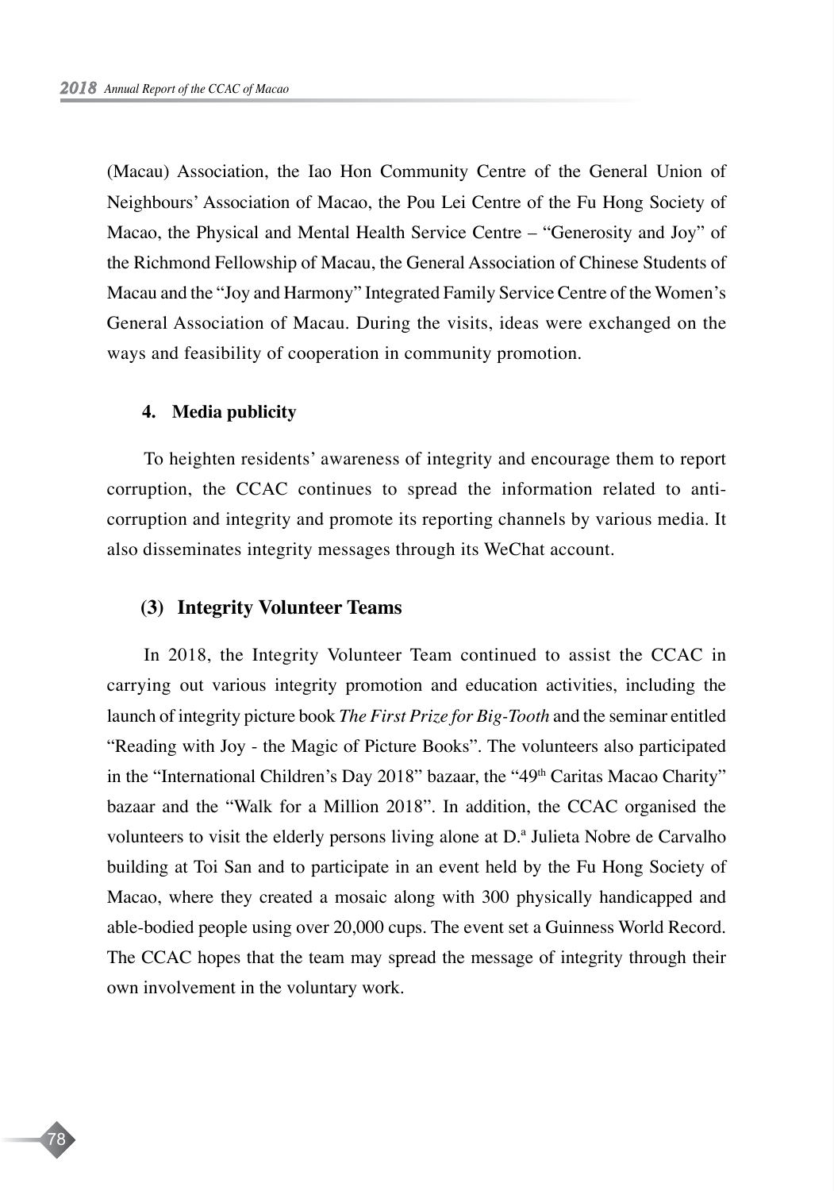(Macau) Association, the Iao Hon Community Centre of the General Union of Neighbours' Association of Macao, the Pou Lei Centre of the Fu Hong Society of Macao, the Physical and Mental Health Service Centre – "Generosity and Joy" of the Richmond Fellowship of Macau, the General Association of Chinese Students of Macau and the "Joy and Harmony" Integrated Family Service Centre of the Women's General Association of Macau. During the visits, ideas were exchanged on the ways and feasibility of cooperation in community promotion.

#### 4. Media publicity

To heighten residents' awareness of integrity and encourage them to report corruption, the CCAC continues to spread the information related to anti-corruption and integrity and promote its reporting channels by various media. It also disseminates integrity messages through its WeChat account.

### (3) Integrity Volunteer Teams

In 2018, the Integrity Volunteer Team continued to assist the CCAC in carrying out various integrity promotion and education activities, including the launch of integrity picture book *The First Prize for Big-Tooth* and the seminar entitled "Reading with Joy - the Magic of Picture Books". The volunteers also participated in the "International Children's Day 2018" bazaar, the "49th Caritas Macao Charity" bazaar and the "Walk for a Million 2018". In addition, the CCAC organised the volunteers to visit the elderly persons living alone at D.ª Julieta Nobre de Carvalho building at Toi San and to participate in an event held by the Fu Hong Society of Macao, where they created a mosaic along with 300 physically handicapped and able-bodied people using over 20,000 cups. The event set a Guinness World Record. The CCAC hopes that the team may spread the message of integrity through their own involvement in the voluntary work.